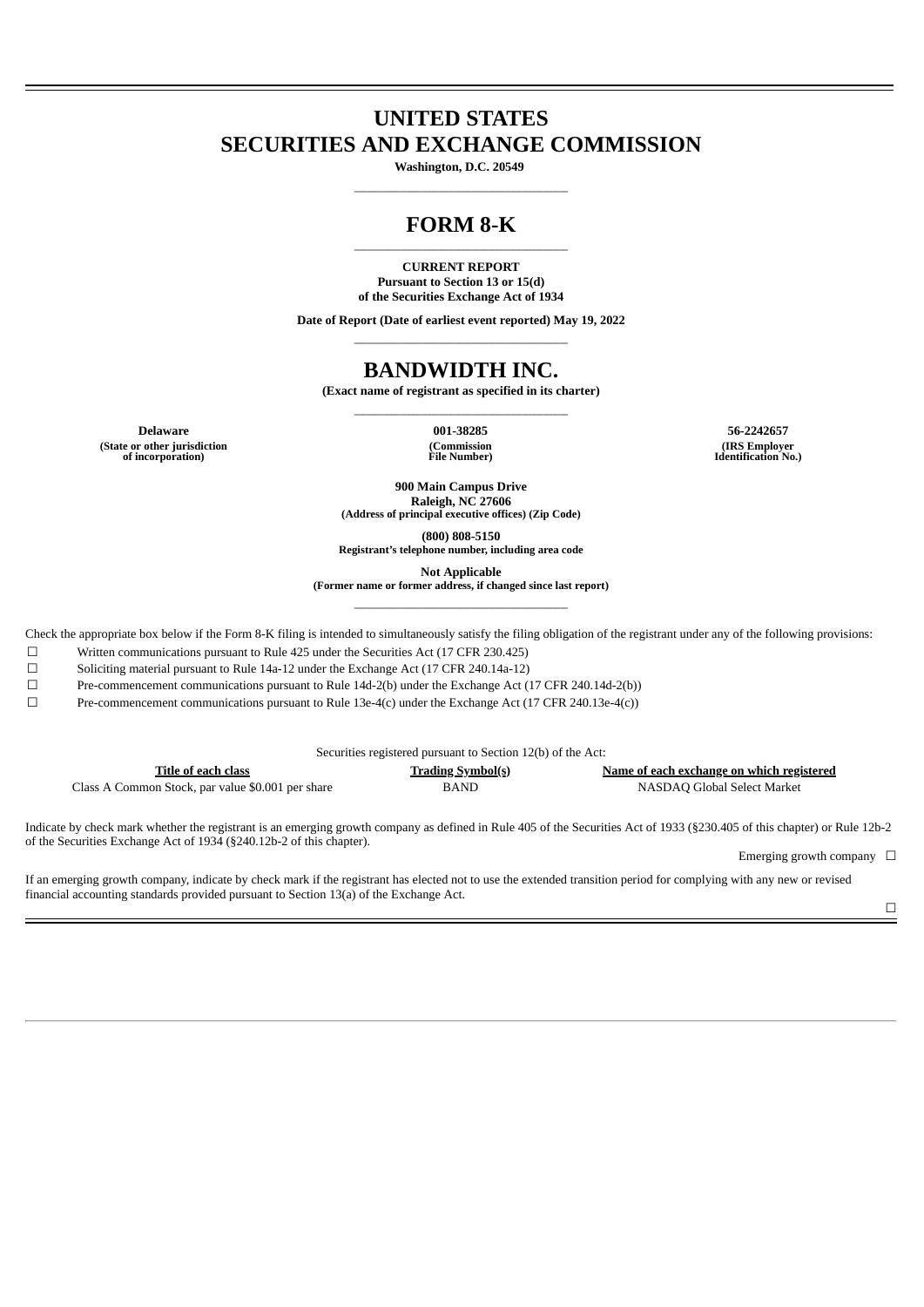# UNITED STATES
# SECURITIES AND EXCHANGE COMMISSION

**Washington, D.C. 20549**

---

# FORM 8-K

---

**CURRENT REPORT**
**Pursuant to Section 13 or 15(d)**
**of the Securities Exchange Act of 1934**

**Date of Report (Date of earliest event reported) May 19, 2022**

---

# BANDWIDTH INC.

**(Exact name of registrant as specified in its charter)**

---

| Delaware | 001-38285 | 56-2242657 |
|---|---|---|
| (State or other jurisdiction of incorporation) | (Commission File Number) | (IRS Employer Identification No.) |

**900 Main Campus Drive**
**Raleigh, NC 27606**
**(Address of principal executive offices) (Zip Code)**

**(800) 808-5150**
**Registrant's telephone number, including area code**

**Not Applicable**
**(Former name or former address, if changed since last report)**

---

Check the appropriate box below if the Form 8-K filing is intended to simultaneously satisfy the filing obligation of the registrant under any of the following provisions:

☐ Written communications pursuant to Rule 425 under the Securities Act (17 CFR 230.425)

☐ Soliciting material pursuant to Rule 14a-12 under the Exchange Act (17 CFR 240.14a-12)

☐ Pre-commencement communications pursuant to Rule 14d-2(b) under the Exchange Act (17 CFR 240.14d-2(b))

☐ Pre-commencement communications pursuant to Rule 13e-4(c) under the Exchange Act (17 CFR 240.13e-4(c))

Securities registered pursuant to Section 12(b) of the Act:

| Title of each class | Trading Symbol(s) | Name of each exchange on which registered |
|---|---|---|
| Class A Common Stock, par value $0.001 per share | BAND | NASDAQ Global Select Market |

Indicate by check mark whether the registrant is an emerging growth company as defined in Rule 405 of the Securities Act of 1933 (§230.405 of this chapter) or Rule 12b-2 of the Securities Exchange Act of 1934 (§240.12b-2 of this chapter).

Emerging growth company ☐

If an emerging growth company, indicate by check mark if the registrant has elected not to use the extended transition period for complying with any new or revised financial accounting standards provided pursuant to Section 13(a) of the Exchange Act. ☐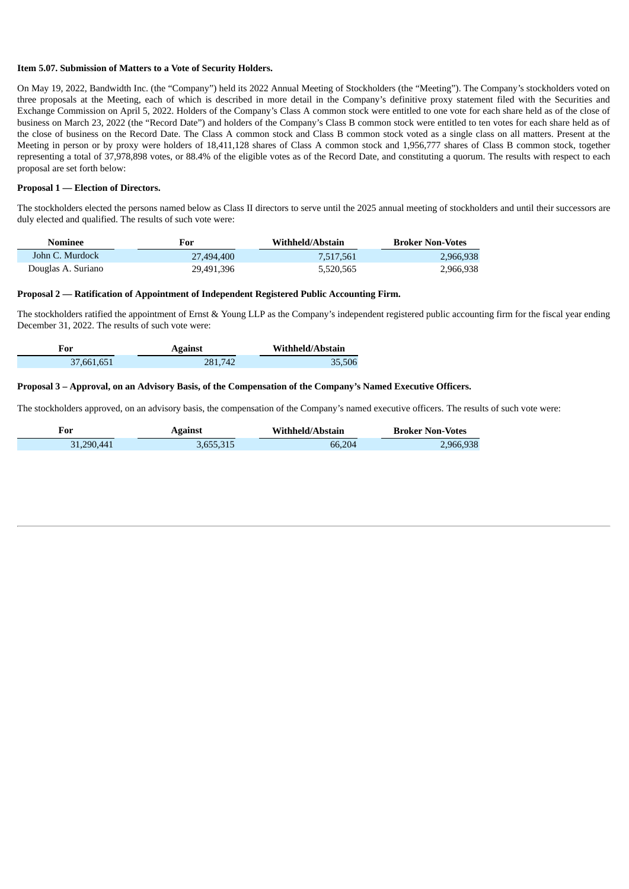**Item 5.07. Submission of Matters to a Vote of Security Holders.**

On May 19, 2022, Bandwidth Inc. (the "Company") held its 2022 Annual Meeting of Stockholders (the "Meeting"). The Company's stockholders voted on three proposals at the Meeting, each of which is described in more detail in the Company's definitive proxy statement filed with the Securities and Exchange Commission on April 5, 2022. Holders of the Company's Class A common stock were entitled to one vote for each share held as of the close of business on March 23, 2022 (the "Record Date") and holders of the Company's Class B common stock were entitled to ten votes for each share held as of the close of business on the Record Date. The Class A common stock and Class B common stock voted as a single class on all matters. Present at the Meeting in person or by proxy were holders of 18,411,128 shares of Class A common stock and 1,956,777 shares of Class B common stock, together representing a total of 37,978,898 votes, or 88.4% of the eligible votes as of the Record Date, and constituting a quorum. The results with respect to each proposal are set forth below:

**Proposal 1 — Election of Directors.**

The stockholders elected the persons named below as Class II directors to serve until the 2025 annual meeting of stockholders and until their successors are duly elected and qualified. The results of such vote were:

| Nominee | For | Withheld/Abstain | Broker Non-Votes |
|---|---|---|---|
| John C. Murdock | 27,494,400 | 7,517,561 | 2,966,938 |
| Douglas A. Suriano | 29,491,396 | 5,520,565 | 2,966,938 |

**Proposal 2 — Ratification of Appointment of Independent Registered Public Accounting Firm.**

The stockholders ratified the appointment of Ernst & Young LLP as the Company's independent registered public accounting firm for the fiscal year ending December 31, 2022. The results of such vote were:

| For | Against | Withheld/Abstain |
|---|---|---|
| 37,661,651 | 281,742 | 35,506 |

**Proposal 3 – Approval, on an Advisory Basis, of the Compensation of the Company's Named Executive Officers.**

The stockholders approved, on an advisory basis, the compensation of the Company's named executive officers. The results of such vote were:

| For | Against | Withheld/Abstain | Broker Non-Votes |
|---|---|---|---|
| 31,290,441 | 3,655,315 | 66,204 | 2,966,938 |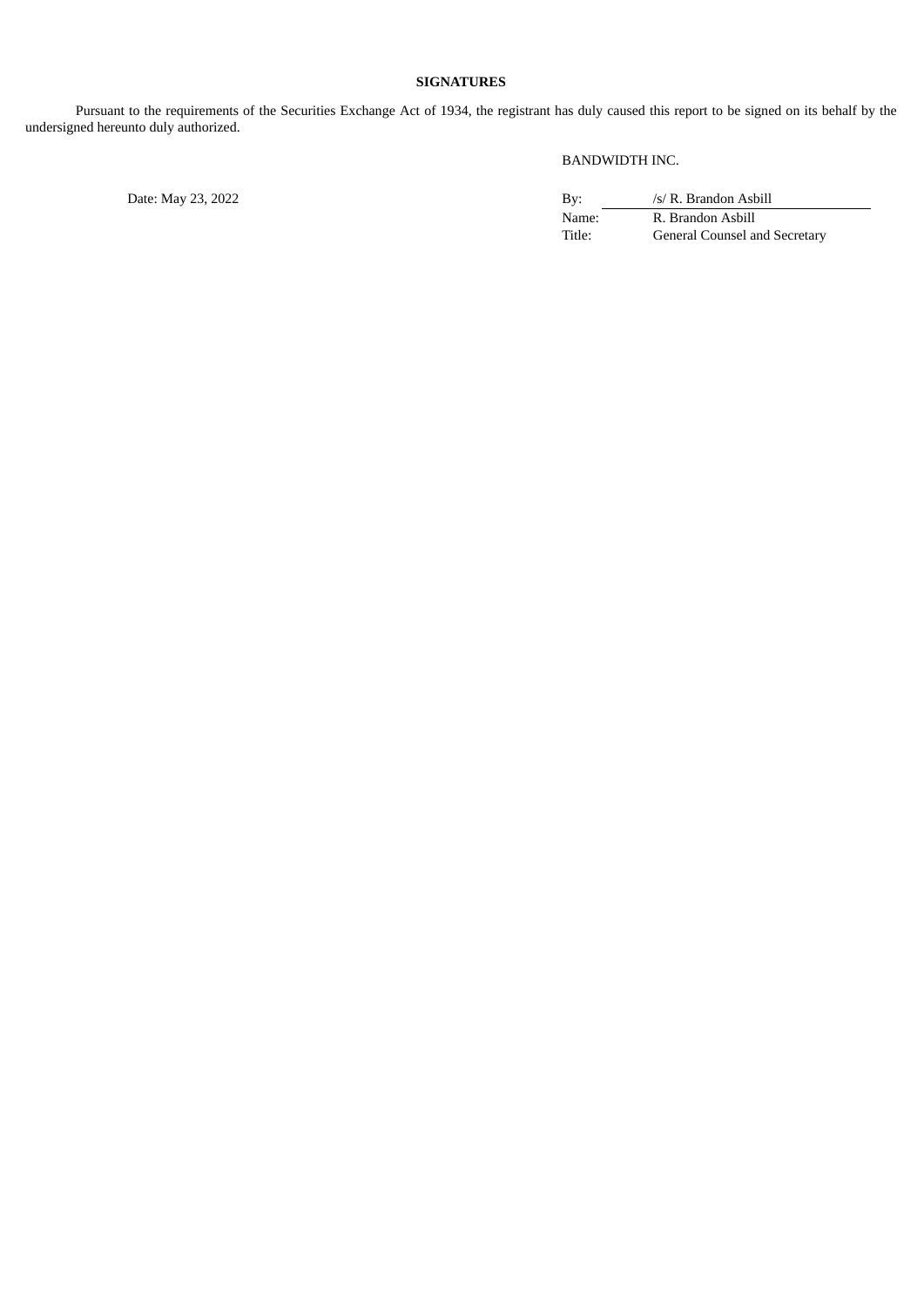**SIGNATURES**

Pursuant to the requirements of the Securities Exchange Act of 1934, the registrant has duly caused this report to be signed on its behalf by the undersigned hereunto duly authorized.

BANDWIDTH INC.

| | | |
|---|---|---|
| Date: May 23, 2022 | By: | /s/ R. Brandon Asbill |
| | Name: | R. Brandon Asbill |
| | Title: | General Counsel and Secretary |